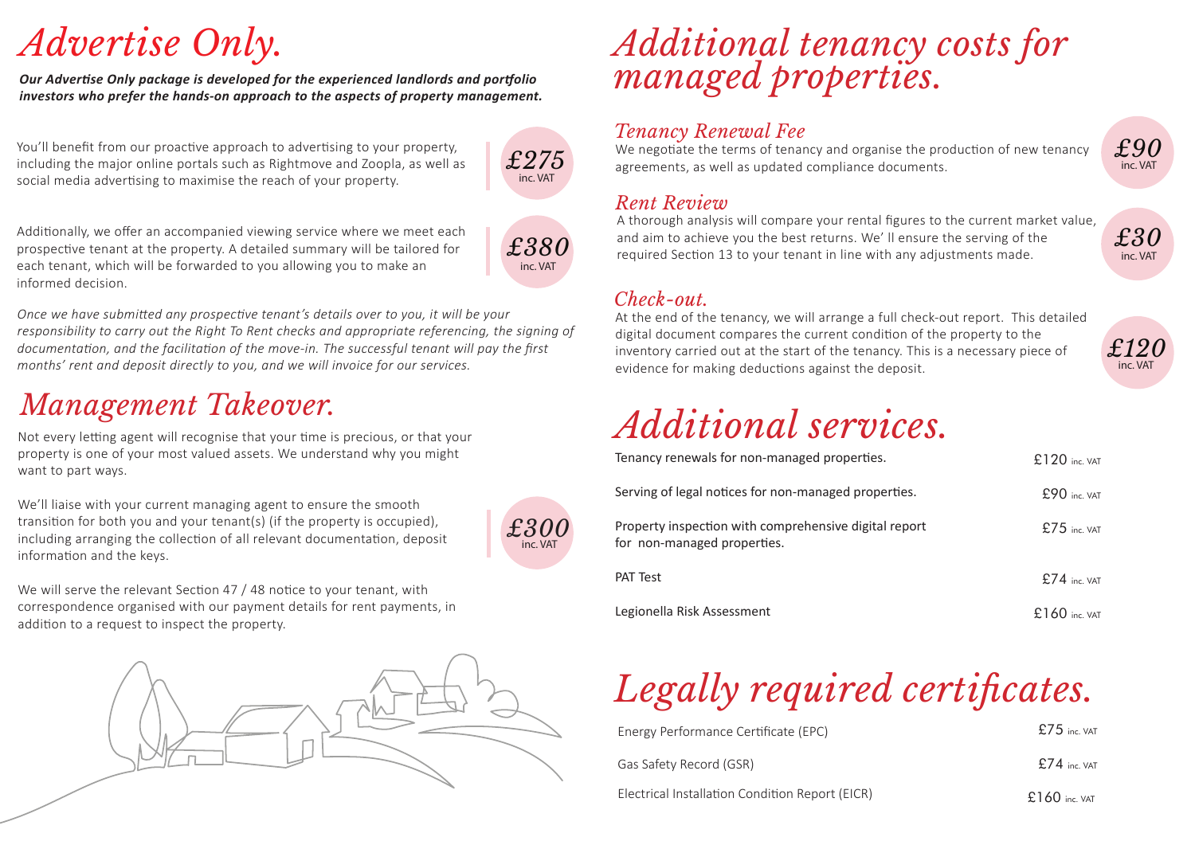# Advertise Only.

***Our Advertise Only package is developed for the experienced landlords and portfolio investors who prefer the hands-on approach to the aspects of property management.***

You'll benefit from our proactive approach to advertising to your property, including the major online portals such as Rightmove and Zoopla, as well as social media advertising to maximise the reach of your property.

*£275* inc. VAT

Additionally, we offer an accompanied viewing service where we meet each prospective tenant at the property. A detailed summary will be tailored for each tenant, which will be forwarded to you allowing you to make an informed decision.

*£380* inc. VAT

*Once we have submitted any prospective tenant's details over to you, it will be your responsibility to carry out the Right To Rent checks and appropriate referencing, the signing of documentation, and the facilitation of the move-in. The successful tenant will pay the first months' rent and deposit directly to you, and we will invoice for our services.*

# Management Takeover.

Not every letting agent will recognise that your time is precious, or that your property is one of your most valued assets. We understand why you might want to part ways.

We'll liaise with your current managing agent to ensure the smooth transition for both you and your tenant(s) (if the property is occupied), including arranging the collection of all relevant documentation, deposit information and the keys.

*£300* inc. VAT

We will serve the relevant Section 47 / 48 notice to your tenant, with correspondence organised with our payment details for rent payments, in addition to a request to inspect the property.

# Additional tenancy costs for managed properties.

## Tenancy Renewal Fee

We negotiate the terms of tenancy and organise the production of new tenancy agreements, as well as updated compliance documents.

*£90* inc. VAT

## Rent Review

A thorough analysis will compare your rental figures to the current market value, and aim to achieve you the best returns. We' ll ensure the serving of the required Section 13 to your tenant in line with any adjustments made.

*£30* inc. VAT

## Check-out.

At the end of the tenancy, we will arrange a full check-out report. This detailed digital document compares the current condition of the property to the inventory carried out at the start of the tenancy. This is a necessary piece of evidence for making deductions against the deposit.

*£120* inc. VAT

# Additional services.

| Service | Price |
|---|---|
| Tenancy renewals for non-managed properties. | £120 inc. VAT |
| Serving of legal notices for non-managed properties. | £90 inc. VAT |
| Property inspection with comprehensive digital report for non-managed properties. | £75 inc. VAT |
| PAT Test | £74 inc. VAT |
| Legionella Risk Assessment | £160 inc. VAT |

# Legally required certificates.

| Certificate | Price |
|---|---|
| Energy Performance Certificate (EPC) | £75 inc. VAT |
| Gas Safety Record (GSR) | £74 inc. VAT |
| Electrical Installation Condition Report (EICR) | £160 inc. VAT |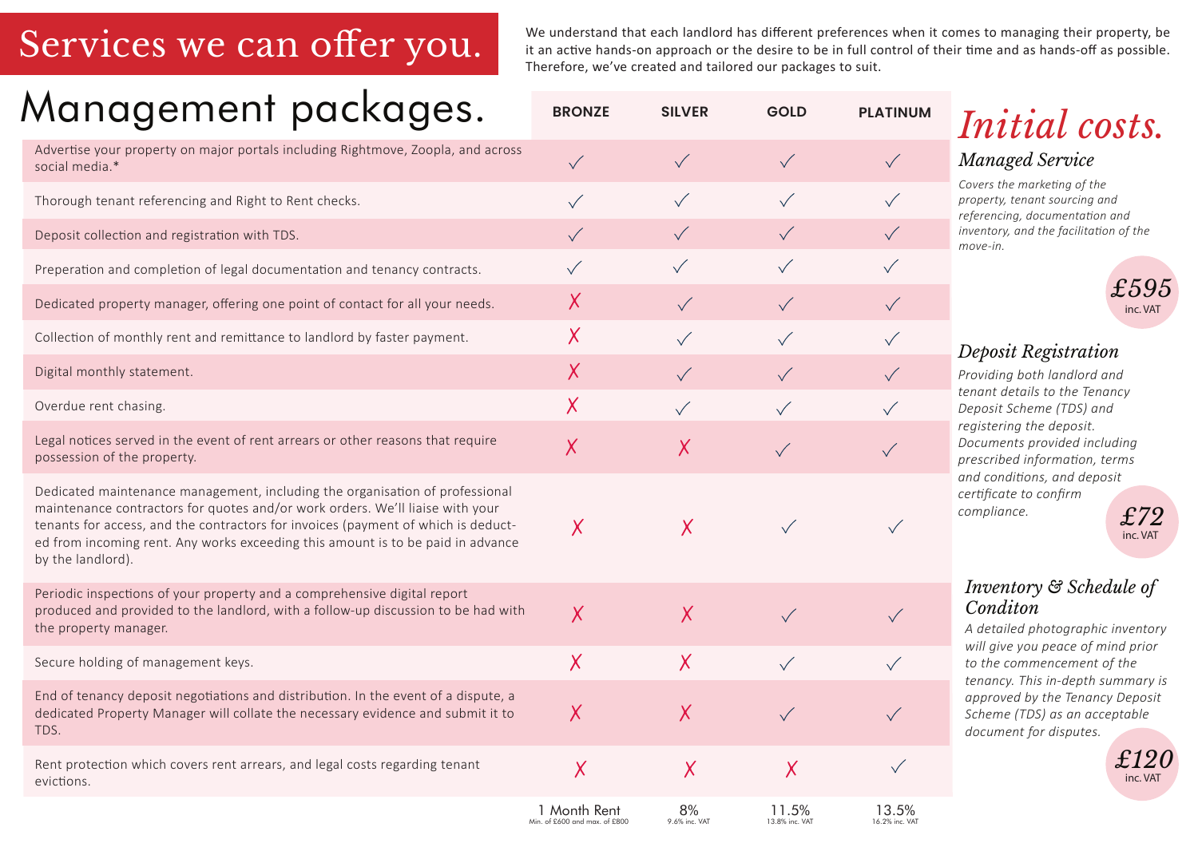# Services we can offer you.

We understand that each landlord has different preferences when it comes to managing their property, be it an active hands-on approach or the desire to be in full control of their time and as hands-off as possible. Therefore, we've created and tailored our packages to suit.

## Management packages.

| | BRONZE | SILVER | GOLD | PLATINUM |
|---|---|---|---|---|
| Advertise your property on major portals including Rightmove, Zoopla, and across social media.* | ✓ | ✓ | ✓ | ✓ |
| Thorough tenant referencing and Right to Rent checks. | ✓ | ✓ | ✓ | ✓ |
| Deposit collection and registration with TDS. | ✓ | ✓ | ✓ | ✓ |
| Preperation and completion of legal documentation and tenancy contracts. | ✓ | ✓ | ✓ | ✓ |
| Dedicated property manager, offering one point of contact for all your needs. | ✗ | ✓ | ✓ | ✓ |
| Collection of monthly rent and remittance to landlord by faster payment. | ✗ | ✓ | ✓ | ✓ |
| Digital monthly statement. | ✗ | ✓ | ✓ | ✓ |
| Overdue rent chasing. | ✗ | ✓ | ✓ | ✓ |
| Legal notices served in the event of rent arrears or other reasons that require possession of the property. | ✗ | ✗ | ✓ | ✓ |
| Dedicated maintenance management, including the organisation of professional maintenance contractors for quotes and/or work orders. We'll liaise with your tenants for access, and the contractors for invoices (payment of which is deducted from incoming rent. Any works exceeding this amount is to be paid in advance by the landlord). | ✗ | ✗ | ✓ | ✓ |
| Periodic inspections of your property and a comprehensive digital report produced and provided to the landlord, with a follow-up discussion to be had with the property manager. | ✗ | ✗ | ✓ | ✓ |
| Secure holding of management keys. | ✗ | ✗ | ✓ | ✓ |
| End of tenancy deposit negotiations and distribution. In the event of a dispute, a dedicated Property Manager will collate the necessary evidence and submit it to TDS. | ✗ | ✗ | ✓ | ✓ |
| Rent protection which covers rent arrears, and legal costs regarding tenant evictions. | ✗ | ✗ | ✗ | ✓ |
| | 1 Month Rent (Min. of £600 and max. of £800) | 8% (9.6% inc. VAT) | 11.5% (13.8% inc. VAT) | 13.5% (16.2% inc. VAT) |

## *Initial costs.*

### *Managed Service*

*Covers the marketing of the property, tenant sourcing and referencing, documentation and inventory, and the facilitation of the move-in.*

**£595** inc. VAT

### *Deposit Registration*

*Providing both landlord and tenant details to the Tenancy Deposit Scheme (TDS) and registering the deposit. Documents provided including prescribed information, terms and conditions, and deposit certificate to confirm compliance.*

**£72** inc. VAT

### *Inventory & Schedule of Conditon*

*A detailed photographic inventory will give you peace of mind prior to the commencement of the tenancy. This in-depth summary is approved by the Tenancy Deposit Scheme (TDS) as an acceptable document for disputes.*

**£120** inc. VAT